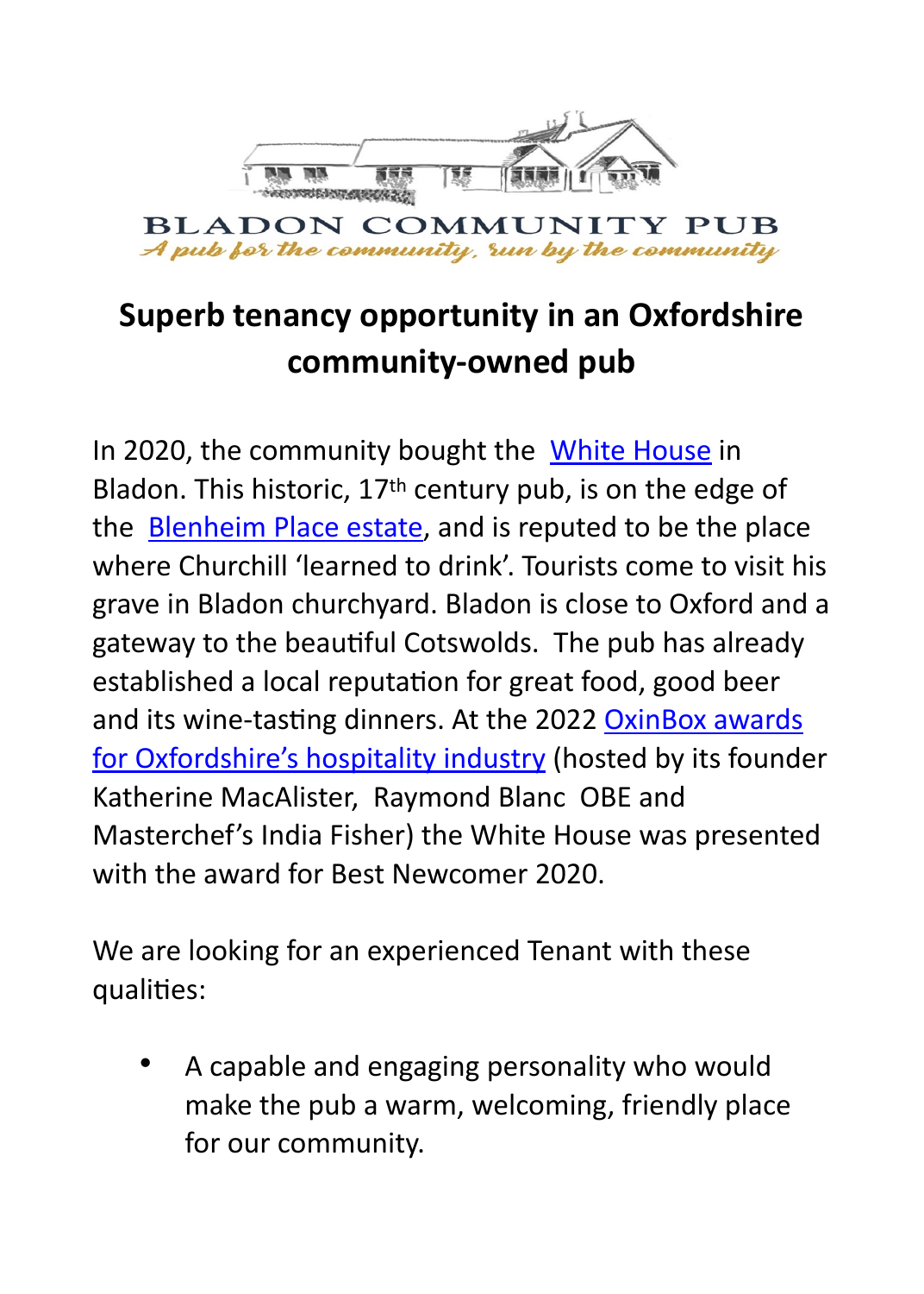BLADON COMMUNITY PUB

*A pub for the community, run by the community*

# Superb tenancy opportunity in an Oxfordshire community-owned pub

In 2020, the community bought the White House in Bladon. This historic, 17th century pub, is on the edge of the Blenheim Place estate, and is reputed to be the place where Churchill 'learned to drink'. Tourists come to visit his grave in Bladon churchyard. Bladon is close to Oxford and a gateway to the beautiful Cotswolds. The pub has already established a local reputation for great food, good beer and its wine-tasting dinners. At the 2022 OxinBox awards for Oxfordshire's hospitality industry (hosted by its founder Katherine MacAlister, Raymond Blanc OBE and Masterchef's India Fisher) the White House was presented with the award for Best Newcomer 2020.

We are looking for an experienced Tenant with these qualities:

- A capable and engaging personality who would make the pub a warm, welcoming, friendly place for our community.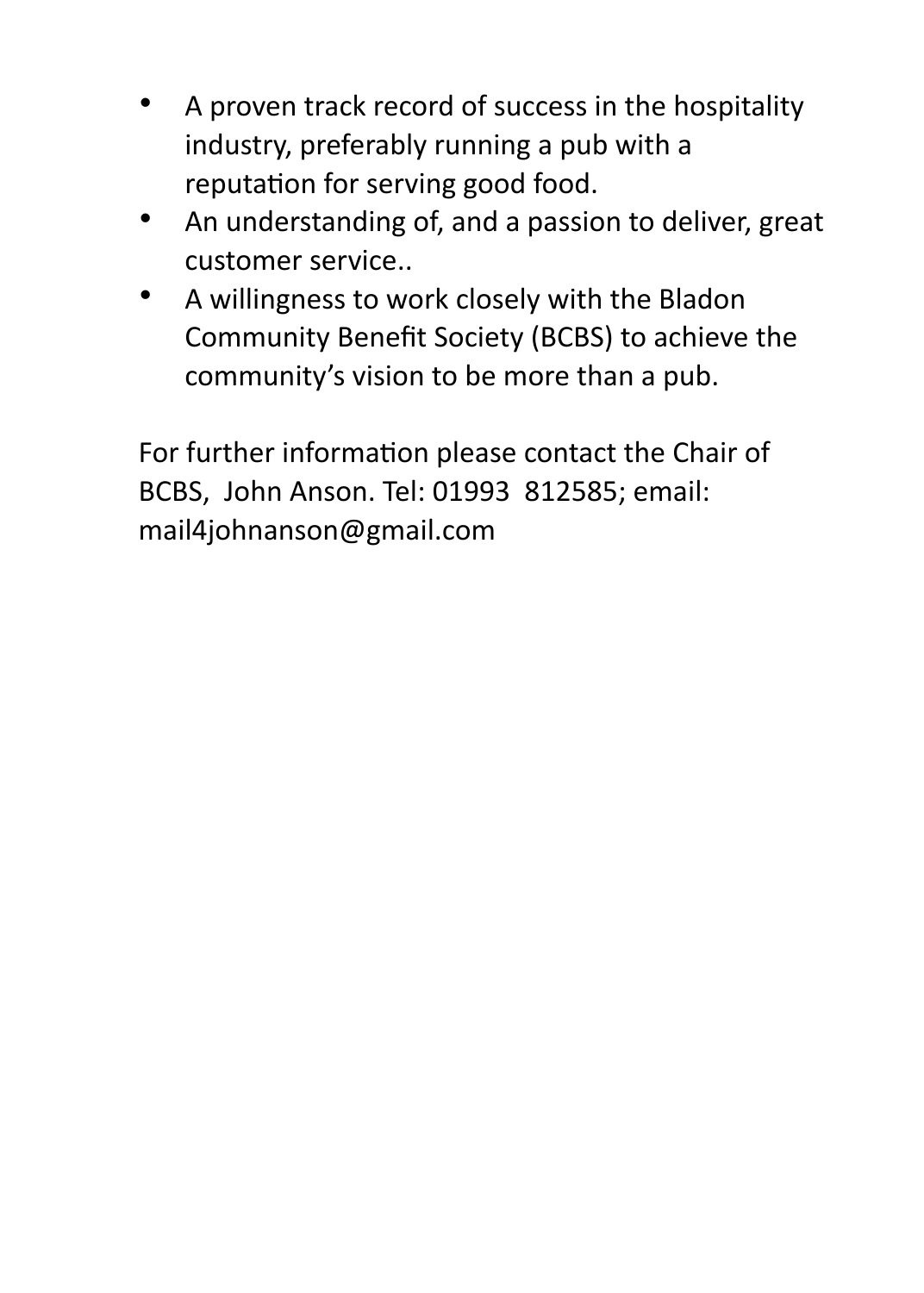- A proven track record of success in the hospitality industry, preferably running a pub with a reputation for serving good food.
- An understanding of, and a passion to deliver, great customer service..
- A willingness to work closely with the Bladon Community Benefit Society (BCBS) to achieve the community's vision to be more than a pub.

For further information please contact the Chair of BCBS, John Anson. Tel: 01993 812585; email: mail4johnanson@gmail.com